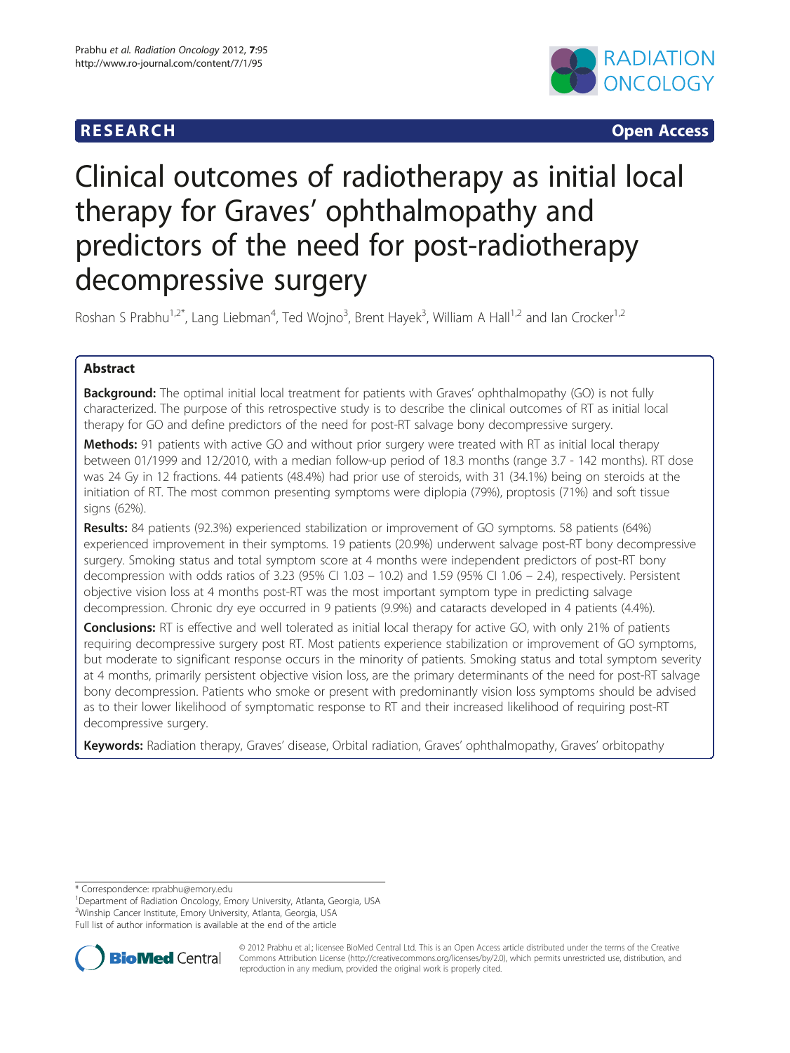RESEARCH **Open Access**

# Clinical outcomes of radiotherapy as initial local therapy for Graves' ophthalmopathy and predictors of the need for post-radiotherapy decompressive surgery

Roshan S Prabhu[1,2*], Lang Liebman[4], Ted Wojno[3], Brent Hayek[3], William A Hall[1,2] and Ian Crocker[1,2]

## Abstract

**Background:** The optimal initial local treatment for patients with Graves' ophthalmopathy (GO) is not fully characterized. The purpose of this retrospective study is to describe the clinical outcomes of RT as initial local therapy for GO and define predictors of the need for post-RT salvage bony decompressive surgery.

**Methods:** 91 patients with active GO and without prior surgery were treated with RT as initial local therapy between 01/1999 and 12/2010, with a median follow-up period of 18.3 months (range 3.7 - 142 months). RT dose was 24 Gy in 12 fractions. 44 patients (48.4%) had prior use of steroids, with 31 (34.1%) being on steroids at the initiation of RT. The most common presenting symptoms were diplopia (79%), proptosis (71%) and soft tissue signs (62%).

**Results:** 84 patients (92.3%) experienced stabilization or improvement of GO symptoms. 58 patients (64%) experienced improvement in their symptoms. 19 patients (20.9%) underwent salvage post-RT bony decompressive surgery. Smoking status and total symptom score at 4 months were independent predictors of post-RT bony decompression with odds ratios of 3.23 (95% CI 1.03 – 10.2) and 1.59 (95% CI 1.06 – 2.4), respectively. Persistent objective vision loss at 4 months post-RT was the most important symptom type in predicting salvage decompression. Chronic dry eye occurred in 9 patients (9.9%) and cataracts developed in 4 patients (4.4%).

**Conclusions:** RT is effective and well tolerated as initial local therapy for active GO, with only 21% of patients requiring decompressive surgery post RT. Most patients experience stabilization or improvement of GO symptoms, but moderate to significant response occurs in the minority of patients. Smoking status and total symptom severity at 4 months, primarily persistent objective vision loss, are the primary determinants of the need for post-RT salvage bony decompression. Patients who smoke or present with predominantly vision loss symptoms should be advised as to their lower likelihood of symptomatic response to RT and their increased likelihood of requiring post-RT decompressive surgery.

**Keywords:** Radiation therapy, Graves' disease, Orbital radiation, Graves' ophthalmopathy, Graves' orbitopathy

---

\* Correspondence: rprabhu@emory.edu
[1]Department of Radiation Oncology, Emory University, Atlanta, Georgia, USA
[2]Winship Cancer Institute, Emory University, Atlanta, Georgia, USA
Full list of author information is available at the end of the article

© 2012 Prabhu et al.; licensee BioMed Central Ltd. This is an Open Access article distributed under the terms of the Creative Commons Attribution License (http://creativecommons.org/licenses/by/2.0), which permits unrestricted use, distribution, and reproduction in any medium, provided the original work is properly cited.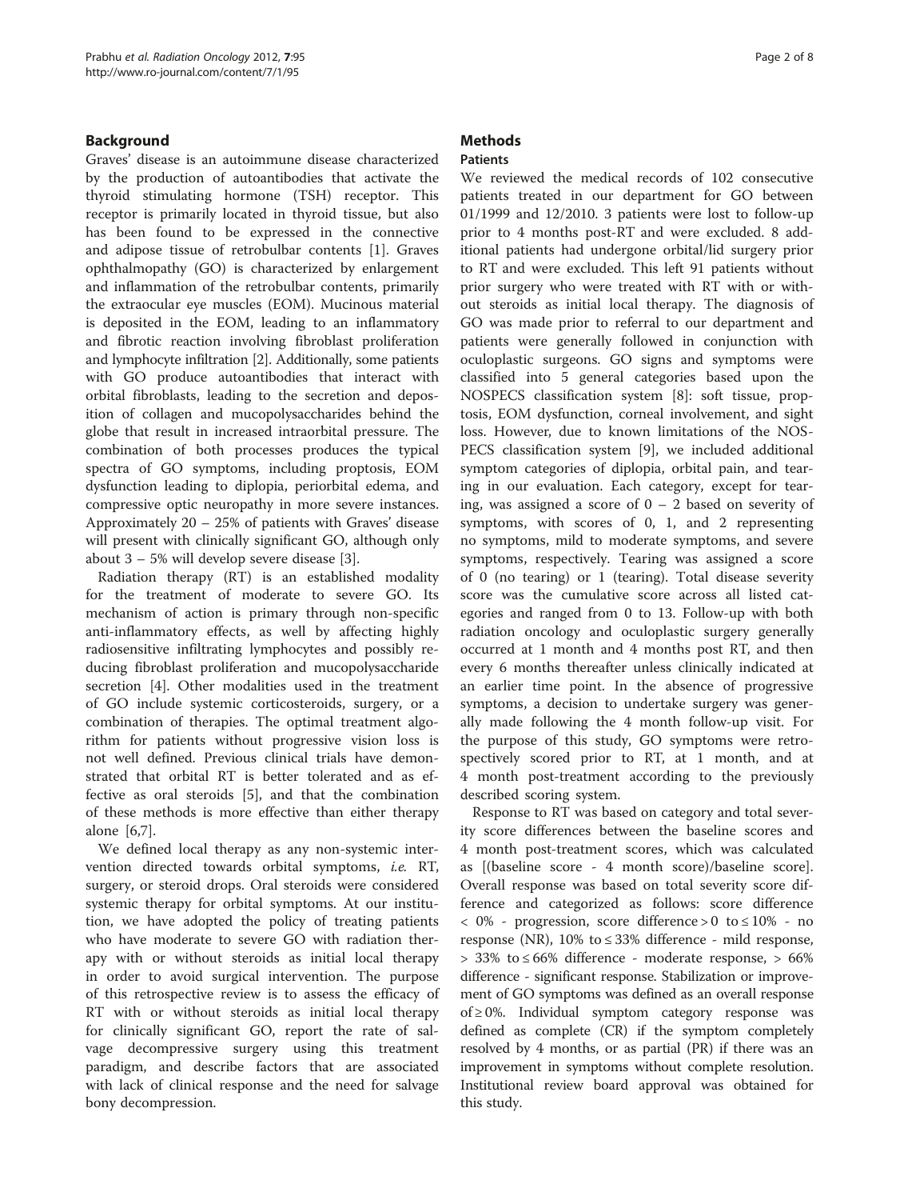## Background

Graves' disease is an autoimmune disease characterized by the production of autoantibodies that activate the thyroid stimulating hormone (TSH) receptor. This receptor is primarily located in thyroid tissue, but also has been found to be expressed in the connective and adipose tissue of retrobulbar contents [1]. Graves ophthalmopathy (GO) is characterized by enlargement and inflammation of the retrobulbar contents, primarily the extraocular eye muscles (EOM). Mucinous material is deposited in the EOM, leading to an inflammatory and fibrotic reaction involving fibroblast proliferation and lymphocyte infiltration [2]. Additionally, some patients with GO produce autoantibodies that interact with orbital fibroblasts, leading to the secretion and deposition of collagen and mucopolysaccharides behind the globe that result in increased intraorbital pressure. The combination of both processes produces the typical spectra of GO symptoms, including proptosis, EOM dysfunction leading to diplopia, periorbital edema, and compressive optic neuropathy in more severe instances. Approximately 20 – 25% of patients with Graves' disease will present with clinically significant GO, although only about 3 – 5% will develop severe disease [3].

Radiation therapy (RT) is an established modality for the treatment of moderate to severe GO. Its mechanism of action is primary through non-specific anti-inflammatory effects, as well by affecting highly radiosensitive infiltrating lymphocytes and possibly reducing fibroblast proliferation and mucopolysaccharide secretion [4]. Other modalities used in the treatment of GO include systemic corticosteroids, surgery, or a combination of therapies. The optimal treatment algorithm for patients without progressive vision loss is not well defined. Previous clinical trials have demonstrated that orbital RT is better tolerated and as effective as oral steroids [5], and that the combination of these methods is more effective than either therapy alone [6,7].

We defined local therapy as any non-systemic intervention directed towards orbital symptoms, *i.e.* RT, surgery, or steroid drops. Oral steroids were considered systemic therapy for orbital symptoms. At our institution, we have adopted the policy of treating patients who have moderate to severe GO with radiation therapy with or without steroids as initial local therapy in order to avoid surgical intervention. The purpose of this retrospective review is to assess the efficacy of RT with or without steroids as initial local therapy for clinically significant GO, report the rate of salvage decompressive surgery using this treatment paradigm, and describe factors that are associated with lack of clinical response and the need for salvage bony decompression.

## Methods

### Patients

We reviewed the medical records of 102 consecutive patients treated in our department for GO between 01/1999 and 12/2010. 3 patients were lost to follow-up prior to 4 months post-RT and were excluded. 8 additional patients had undergone orbital/lid surgery prior to RT and were excluded. This left 91 patients without prior surgery who were treated with RT with or without steroids as initial local therapy. The diagnosis of GO was made prior to referral to our department and patients were generally followed in conjunction with oculoplastic surgeons. GO signs and symptoms were classified into 5 general categories based upon the NOSPECS classification system [8]: soft tissue, proptosis, EOM dysfunction, corneal involvement, and sight loss. However, due to known limitations of the NOSPECS classification system [9], we included additional symptom categories of diplopia, orbital pain, and tearing in our evaluation. Each category, except for tearing, was assigned a score of 0 – 2 based on severity of symptoms, with scores of 0, 1, and 2 representing no symptoms, mild to moderate symptoms, and severe symptoms, respectively. Tearing was assigned a score of 0 (no tearing) or 1 (tearing). Total disease severity score was the cumulative score across all listed categories and ranged from 0 to 13. Follow-up with both radiation oncology and oculoplastic surgery generally occurred at 1 month and 4 months post RT, and then every 6 months thereafter unless clinically indicated at an earlier time point. In the absence of progressive symptoms, a decision to undertake surgery was generally made following the 4 month follow-up visit. For the purpose of this study, GO symptoms were retrospectively scored prior to RT, at 1 month, and at 4 month post-treatment according to the previously described scoring system.

Response to RT was based on category and total severity score differences between the baseline scores and 4 month post-treatment scores, which was calculated as [(baseline score - 4 month score)/baseline score]. Overall response was based on total severity score difference and categorized as follows: score difference $< 0\%$ - progression, score difference $> 0$ to $\leq 10\%$ - no response (NR), 10% to $\leq 33\%$ difference - mild response, $> 33\%$ to $\leq 66\%$ difference - moderate response, $> 66\%$ difference - significant response. Stabilization or improvement of GO symptoms was defined as an overall response of $\geq 0\%$. Individual symptom category response was defined as complete (CR) if the symptom completely resolved by 4 months, or as partial (PR) if there was an improvement in symptoms without complete resolution. Institutional review board approval was obtained for this study.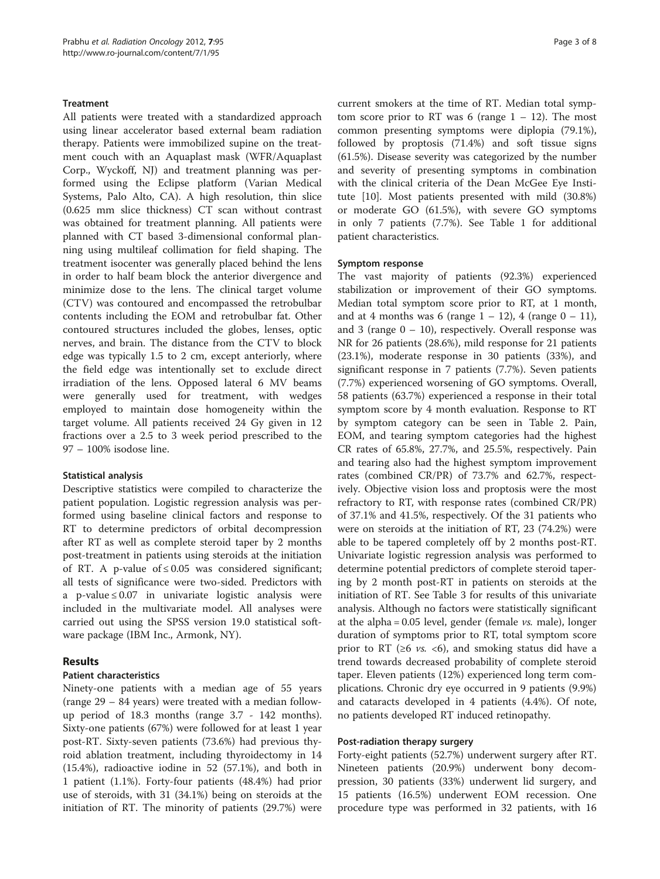### Treatment

All patients were treated with a standardized approach using linear accelerator based external beam radiation therapy. Patients were immobilized supine on the treatment couch with an Aquaplast mask (WFR/Aquaplast Corp., Wyckoff, NJ) and treatment planning was performed using the Eclipse platform (Varian Medical Systems, Palo Alto, CA). A high resolution, thin slice (0.625 mm slice thickness) CT scan without contrast was obtained for treatment planning. All patients were planned with CT based 3-dimensional conformal planning using multileaf collimation for field shaping. The treatment isocenter was generally placed behind the lens in order to half beam block the anterior divergence and minimize dose to the lens. The clinical target volume (CTV) was contoured and encompassed the retrobulbar contents including the EOM and retrobulbar fat. Other contoured structures included the globes, lenses, optic nerves, and brain. The distance from the CTV to block edge was typically 1.5 to 2 cm, except anteriorly, where the field edge was intentionally set to exclude direct irradiation of the lens. Opposed lateral 6 MV beams were generally used for treatment, with wedges employed to maintain dose homogeneity within the target volume. All patients received 24 Gy given in 12 fractions over a 2.5 to 3 week period prescribed to the 97 – 100% isodose line.

### Statistical analysis

Descriptive statistics were compiled to characterize the patient population. Logistic regression analysis was performed using baseline clinical factors and response to RT to determine predictors of orbital decompression after RT as well as complete steroid taper by 2 months post-treatment in patients using steroids at the initiation of RT. A p-value of $\leq 0.05$ was considered significant; all tests of significance were two-sided. Predictors with a p-value $\leq 0.07$ in univariate logistic analysis were included in the multivariate model. All analyses were carried out using the SPSS version 19.0 statistical software package (IBM Inc., Armonk, NY).

## Results

### Patient characteristics

Ninety-one patients with a median age of 55 years (range 29 – 84 years) were treated with a median follow-up period of 18.3 months (range 3.7 - 142 months). Sixty-one patients (67%) were followed for at least 1 year post-RT. Sixty-seven patients (73.6%) had previous thyroid ablation treatment, including thyroidectomy in 14 (15.4%), radioactive iodine in 52 (57.1%), and both in 1 patient (1.1%). Forty-four patients (48.4%) had prior use of steroids, with 31 (34.1%) being on steroids at the initiation of RT. The minority of patients (29.7%) were current smokers at the time of RT. Median total symptom score prior to RT was 6 (range 1 – 12). The most common presenting symptoms were diplopia (79.1%), followed by proptosis (71.4%) and soft tissue signs (61.5%). Disease severity was categorized by the number and severity of presenting symptoms in combination with the clinical criteria of the Dean McGee Eye Institute [10]. Most patients presented with mild (30.8%) or moderate GO (61.5%), with severe GO symptoms in only 7 patients (7.7%). See Table 1 for additional patient characteristics.

### Symptom response

The vast majority of patients (92.3%) experienced stabilization or improvement of their GO symptoms. Median total symptom score prior to RT, at 1 month, and at 4 months was 6 (range 1 – 12), 4 (range 0 – 11), and 3 (range 0 – 10), respectively. Overall response was NR for 26 patients (28.6%), mild response for 21 patients (23.1%), moderate response in 30 patients (33%), and significant response in 7 patients (7.7%). Seven patients (7.7%) experienced worsening of GO symptoms. Overall, 58 patients (63.7%) experienced a response in their total symptom score by 4 month evaluation. Response to RT by symptom category can be seen in Table 2. Pain, EOM, and tearing symptom categories had the highest CR rates of 65.8%, 27.7%, and 25.5%, respectively. Pain and tearing also had the highest symptom improvement rates (combined CR/PR) of 73.7% and 62.7%, respectively. Objective vision loss and proptosis were the most refractory to RT, with response rates (combined CR/PR) of 37.1% and 41.5%, respectively. Of the 31 patients who were on steroids at the initiation of RT, 23 (74.2%) were able to be tapered completely off by 2 months post-RT. Univariate logistic regression analysis was performed to determine potential predictors of complete steroid tapering by 2 month post-RT in patients on steroids at the initiation of RT. See Table 3 for results of this univariate analysis. Although no factors were statistically significant at the alpha = 0.05 level, gender (female *vs.* male), longer duration of symptoms prior to RT, total symptom score prior to RT ($\geq 6$ *vs.* $<6$), and smoking status did have a trend towards decreased probability of complete steroid taper. Eleven patients (12%) experienced long term complications. Chronic dry eye occurred in 9 patients (9.9%) and cataracts developed in 4 patients (4.4%). Of note, no patients developed RT induced retinopathy.

### Post-radiation therapy surgery

Forty-eight patients (52.7%) underwent surgery after RT. Nineteen patients (20.9%) underwent bony decompression, 30 patients (33%) underwent lid surgery, and 15 patients (16.5%) underwent EOM recession. One procedure type was performed in 32 patients, with 16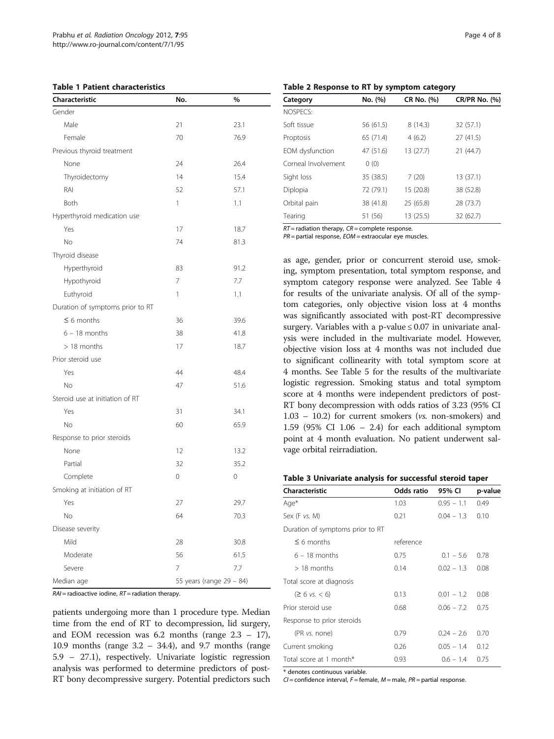**Table 1 Patient characteristics**

| Characteristic | No. | % |
|---|---|---|
| Gender | | |
| Male | 21 | 23.1 |
| Female | 70 | 76.9 |
| Previous thyroid treatment | | |
| None | 24 | 26.4 |
| Thyroidectomy | 14 | 15.4 |
| RAI | 52 | 57.1 |
| Both | 1 | 1.1 |
| Hyperthyroid medication use | | |
| Yes | 17 | 18.7 |
| No | 74 | 81.3 |
| Thyroid disease | | |
| Hyperthyroid | 83 | 91.2 |
| Hypothyroid | 7 | 7.7 |
| Euthyroid | 1 | 1.1 |
| Duration of symptoms prior to RT | | |
| ≤ 6 months | 36 | 39.6 |
| 6 – 18 months | 38 | 41.8 |
| > 18 months | 17 | 18.7 |
| Prior steroid use | | |
| Yes | 44 | 48.4 |
| No | 47 | 51.6 |
| Steroid use at initiation of RT | | |
| Yes | 31 | 34.1 |
| No | 60 | 65.9 |
| Response to prior steroids | | |
| None | 12 | 13.2 |
| Partial | 32 | 35.2 |
| Complete | 0 | 0 |
| Smoking at initiation of RT | | |
| Yes | 27 | 29.7 |
| No | 64 | 70.3 |
| Disease severity | | |
| Mild | 28 | 30.8 |
| Moderate | 56 | 61.5 |
| Severe | 7 | 7.7 |
| Median age | 55 years (range 29 – 84) | |

*RAI* = radioactive iodine, *RT* = radiation therapy.

patients undergoing more than 1 procedure type. Median time from the end of RT to decompression, lid surgery, and EOM recession was 6.2 months (range 2.3 – 17), 10.9 months (range 3.2 – 34.4), and 9.7 months (range 5.9 – 27.1), respectively. Univariate logistic regression analysis was performed to determine predictors of post-RT bony decompressive surgery. Potential predictors such as age, gender, prior or concurrent steroid use, smoking, symptom presentation, total symptom response, and symptom category response were analyzed. See Table 4 for results of the univariate analysis. Of all of the symptom categories, only objective vision loss at 4 months was significantly associated with post-RT decompressive surgery. Variables with a p-value ≤ 0.07 in univariate analysis were included in the multivariate model. However, objective vision loss at 4 months was not included due to significant collinearity with total symptom score at 4 months. See Table 5 for the results of the multivariate logistic regression. Smoking status and total symptom score at 4 months were independent predictors of post-RT bony decompression with odds ratios of 3.23 (95% CI 1.03 – 10.2) for current smokers (*vs.* non-smokers) and 1.59 (95% CI 1.06 – 2.4) for each additional symptom point at 4 month evaluation. No patient underwent salvage orbital reirradiation.

**Table 2 Response to RT by symptom category**

| Category | No. (%) | CR No. (%) | CR/PR No. (%) |
|---|---|---|---|
| NOSPECS: | | | |
| Soft tissue | 56 (61.5) | 8 (14.3) | 32 (57.1) |
| Proptosis | 65 (71.4) | 4 (6.2) | 27 (41.5) |
| EOM dysfunction | 47 (51.6) | 13 (27.7) | 21 (44.7) |
| Corneal Involvement | 0 (0) | | |
| Sight loss | 35 (38.5) | 7 (20) | 13 (37.1) |
| Diplopia | 72 (79.1) | 15 (20.8) | 38 (52.8) |
| Orbital pain | 38 (41.8) | 25 (65.8) | 28 (73.7) |
| Tearing | 51 (56) | 13 (25.5) | 32 (62.7) |

*RT* = radiation therapy, *CR* = complete response.
*PR* = partial response, *EOM* = extraocular eye muscles.

**Table 3 Univariate analysis for successful steroid taper**

| Characteristic | Odds ratio | 95% CI | p-value |
|---|---|---|---|
| Age* | 1.03 | 0.95 – 1.1 | 0.49 |
| Sex (F *vs.* M) | 0.21 | 0.04 – 1.3 | 0.10 |
| Duration of symptoms prior to RT | | | |
| ≤ 6 months | reference | | |
| 6 – 18 months | 0.75 | 0.1 – 5.6 | 0.78 |
| > 18 months | 0.14 | 0.02 – 1.3 | 0.08 |
| Total score at diagnosis | | | |
| (≥ 6 *vs.* < 6) | 0.13 | 0.01 – 1.2 | 0.08 |
| Prior steroid use | 0.68 | 0.06 – 7.2 | 0.75 |
| Response to prior steroids | | | |
| (PR *vs.* none) | 0.79 | 0.24 – 2.6 | 0.70 |
| Current smoking | 0.26 | 0.05 – 1.4 | 0.12 |
| Total score at 1 month* | 0.93 | 0.6 – 1.4 | 0.75 |

\* denotes continuous variable.
*CI* = confidence interval, *F* = female, *M* = male, *PR* = partial response.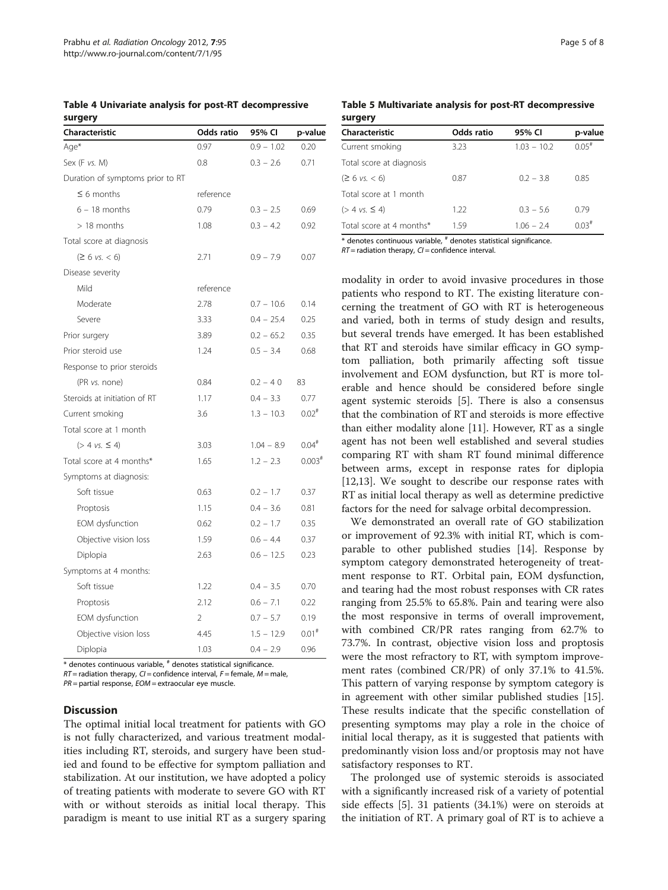**Table 4 Univariate analysis for post-RT decompressive surgery**

| Characteristic | Odds ratio | 95% CI | p-value |
|---|---|---|---|
| Age* | 0.97 | 0.9 – 1.02 | 0.20 |
| Sex (F *vs.* M) | 0.8 | 0.3 – 2.6 | 0.71 |
| Duration of symptoms prior to RT | | | |
| ≤ 6 months | reference | | |
| 6 – 18 months | 0.79 | 0.3 – 2.5 | 0.69 |
| > 18 months | 1.08 | 0.3 – 4.2 | 0.92 |
| Total score at diagnosis | | | |
| (≥ 6 *vs.* < 6) | 2.71 | 0.9 – 7.9 | 0.07 |
| Disease severity | | | |
| Mild | reference | | |
| Moderate | 2.78 | 0.7 – 10.6 | 0.14 |
| Severe | 3.33 | 0.4 – 25.4 | 0.25 |
| Prior surgery | 3.89 | 0.2 – 65.2 | 0.35 |
| Prior steroid use | 1.24 | 0.5 – 3.4 | 0.68 |
| Response to prior steroids | | | |
| (PR *vs.* none) | 0.84 | 0.2 – 4 0 | 83 |
| Steroids at initiation of RT | 1.17 | 0.4 – 3.3 | 0.77 |
| Current smoking | 3.6 | 1.3 – 10.3 | 0.02[#] |
| Total score at 1 month | | | |
| (> 4 *vs.* ≤ 4) | 3.03 | 1.04 – 8.9 | 0.04[#] |
| Total score at 4 months* | 1.65 | 1.2 – 2.3 | 0.003[#] |
| Symptoms at diagnosis: | | | |
| Soft tissue | 0.63 | 0.2 – 1.7 | 0.37 |
| Proptosis | 1.15 | 0.4 – 3.6 | 0.81 |
| EOM dysfunction | 0.62 | 0.2 – 1.7 | 0.35 |
| Objective vision loss | 1.59 | 0.6 – 4.4 | 0.37 |
| Diplopia | 2.63 | 0.6 – 12.5 | 0.23 |
| Symptoms at 4 months: | | | |
| Soft tissue | 1.22 | 0.4 – 3.5 | 0.70 |
| Proptosis | 2.12 | 0.6 – 7.1 | 0.22 |
| EOM dysfunction | 2 | 0.7 – 5.7 | 0.19 |
| Objective vision loss | 4.45 | 1.5 – 12.9 | 0.01[#] |
| Diplopia | 1.03 | 0.4 – 2.9 | 0.96 |

\* denotes continuous variable, # denotes statistical significance.
*RT* = radiation therapy, *CI* = confidence interval, *F* = female, *M* = male, *PR* = partial response, *EOM* = extraocular eye muscle.

**Table 5 Multivariate analysis for post-RT decompressive surgery**

| Characteristic | Odds ratio | 95% CI | p-value |
|---|---|---|---|
| Current smoking | 3.23 | 1.03 – 10.2 | 0.05[#] |
| Total score at diagnosis | | | |
| (≥ 6 *vs.* < 6) | 0.87 | 0.2 – 3.8 | 0.85 |
| Total score at 1 month | | | |
| (> 4 *vs.* ≤ 4) | 1.22 | 0.3 – 5.6 | 0.79 |
| Total score at 4 months* | 1.59 | 1.06 – 2.4 | 0.03[#] |

\* denotes continuous variable, # denotes statistical significance.
*RT* = radiation therapy, *CI* = confidence interval.

## Discussion

The optimal initial local treatment for patients with GO is not fully characterized, and various treatment modalities including RT, steroids, and surgery have been studied and found to be effective for symptom palliation and stabilization. At our institution, we have adopted a policy of treating patients with moderate to severe GO with RT with or without steroids as initial local therapy. This paradigm is meant to use initial RT as a surgery sparing modality in order to avoid invasive procedures in those patients who respond to RT. The existing literature concerning the treatment of GO with RT is heterogeneous and varied, both in terms of study design and results, but several trends have emerged. It has been established that RT and steroids have similar efficacy in GO symptom palliation, both primarily affecting soft tissue involvement and EOM dysfunction, but RT is more tolerable and hence should be considered before single agent systemic steroids [5]. There is also a consensus that the combination of RT and steroids is more effective than either modality alone [11]. However, RT as a single agent has not been well established and several studies comparing RT with sham RT found minimal difference between arms, except in response rates for diplopia [12,13]. We sought to describe our response rates with RT as initial local therapy as well as determine predictive factors for the need for salvage orbital decompression.

We demonstrated an overall rate of GO stabilization or improvement of 92.3% with initial RT, which is comparable to other published studies [14]. Response by symptom category demonstrated heterogeneity of treatment response to RT. Orbital pain, EOM dysfunction, and tearing had the most robust responses with CR rates ranging from 25.5% to 65.8%. Pain and tearing were also the most responsive in terms of overall improvement, with combined CR/PR rates ranging from 62.7% to 73.7%. In contrast, objective vision loss and proptosis were the most refractory to RT, with symptom improvement rates (combined CR/PR) of only 37.1% to 41.5%. This pattern of varying response by symptom category is in agreement with other similar published studies [15]. These results indicate that the specific constellation of presenting symptoms may play a role in the choice of initial local therapy, as it is suggested that patients with predominantly vision loss and/or proptosis may not have satisfactory responses to RT.

The prolonged use of systemic steroids is associated with a significantly increased risk of a variety of potential side effects [5]. 31 patients (34.1%) were on steroids at the initiation of RT. A primary goal of RT is to achieve a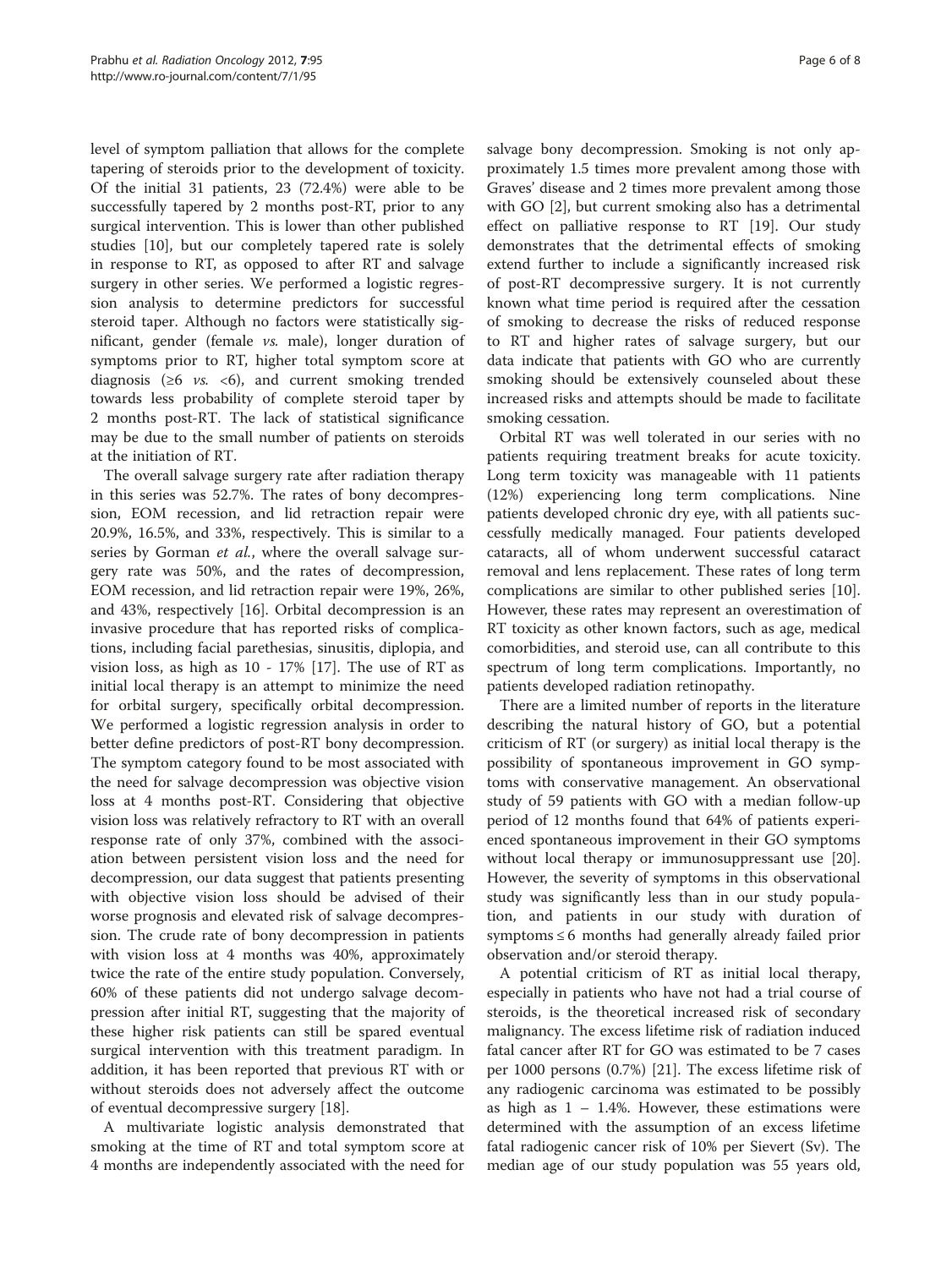level of symptom palliation that allows for the complete tapering of steroids prior to the development of toxicity. Of the initial 31 patients, 23 (72.4%) were able to be successfully tapered by 2 months post-RT, prior to any surgical intervention. This is lower than other published studies [10], but our completely tapered rate is solely in response to RT, as opposed to after RT and salvage surgery in other series. We performed a logistic regression analysis to determine predictors for successful steroid taper. Although no factors were statistically significant, gender (female *vs.* male), longer duration of symptoms prior to RT, higher total symptom score at diagnosis (≥6 *vs.* <6), and current smoking trended towards less probability of complete steroid taper by 2 months post-RT. The lack of statistical significance may be due to the small number of patients on steroids at the initiation of RT.

The overall salvage surgery rate after radiation therapy in this series was 52.7%. The rates of bony decompression, EOM recession, and lid retraction repair were 20.9%, 16.5%, and 33%, respectively. This is similar to a series by Gorman *et al.*, where the overall salvage surgery rate was 50%, and the rates of decompression, EOM recession, and lid retraction repair were 19%, 26%, and 43%, respectively [16]. Orbital decompression is an invasive procedure that has reported risks of complications, including facial parethesias, sinusitis, diplopia, and vision loss, as high as 10 - 17% [17]. The use of RT as initial local therapy is an attempt to minimize the need for orbital surgery, specifically orbital decompression. We performed a logistic regression analysis in order to better define predictors of post-RT bony decompression. The symptom category found to be most associated with the need for salvage decompression was objective vision loss at 4 months post-RT. Considering that objective vision loss was relatively refractory to RT with an overall response rate of only 37%, combined with the association between persistent vision loss and the need for decompression, our data suggest that patients presenting with objective vision loss should be advised of their worse prognosis and elevated risk of salvage decompression. The crude rate of bony decompression in patients with vision loss at 4 months was 40%, approximately twice the rate of the entire study population. Conversely, 60% of these patients did not undergo salvage decompression after initial RT, suggesting that the majority of these higher risk patients can still be spared eventual surgical intervention with this treatment paradigm. In addition, it has been reported that previous RT with or without steroids does not adversely affect the outcome of eventual decompressive surgery [18].

A multivariate logistic analysis demonstrated that smoking at the time of RT and total symptom score at 4 months are independently associated with the need for salvage bony decompression. Smoking is not only approximately 1.5 times more prevalent among those with Graves' disease and 2 times more prevalent among those with GO [2], but current smoking also has a detrimental effect on palliative response to RT [19]. Our study demonstrates that the detrimental effects of smoking extend further to include a significantly increased risk of post-RT decompressive surgery. It is not currently known what time period is required after the cessation of smoking to decrease the risks of reduced response to RT and higher rates of salvage surgery, but our data indicate that patients with GO who are currently smoking should be extensively counseled about these increased risks and attempts should be made to facilitate smoking cessation.

Orbital RT was well tolerated in our series with no patients requiring treatment breaks for acute toxicity. Long term toxicity was manageable with 11 patients (12%) experiencing long term complications. Nine patients developed chronic dry eye, with all patients successfully medically managed. Four patients developed cataracts, all of whom underwent successful cataract removal and lens replacement. These rates of long term complications are similar to other published series [10]. However, these rates may represent an overestimation of RT toxicity as other known factors, such as age, medical comorbidities, and steroid use, can all contribute to this spectrum of long term complications. Importantly, no patients developed radiation retinopathy.

There are a limited number of reports in the literature describing the natural history of GO, but a potential criticism of RT (or surgery) as initial local therapy is the possibility of spontaneous improvement in GO symptoms with conservative management. An observational study of 59 patients with GO with a median follow-up period of 12 months found that 64% of patients experienced spontaneous improvement in their GO symptoms without local therapy or immunosuppressant use [20]. However, the severity of symptoms in this observational study was significantly less than in our study population, and patients in our study with duration of symptoms ≤ 6 months had generally already failed prior observation and/or steroid therapy.

A potential criticism of RT as initial local therapy, especially in patients who have not had a trial course of steroids, is the theoretical increased risk of secondary malignancy. The excess lifetime risk of radiation induced fatal cancer after RT for GO was estimated to be 7 cases per 1000 persons (0.7%) [21]. The excess lifetime risk of any radiogenic carcinoma was estimated to be possibly as high as 1 – 1.4%. However, these estimations were determined with the assumption of an excess lifetime fatal radiogenic cancer risk of 10% per Sievert (Sv). The median age of our study population was 55 years old,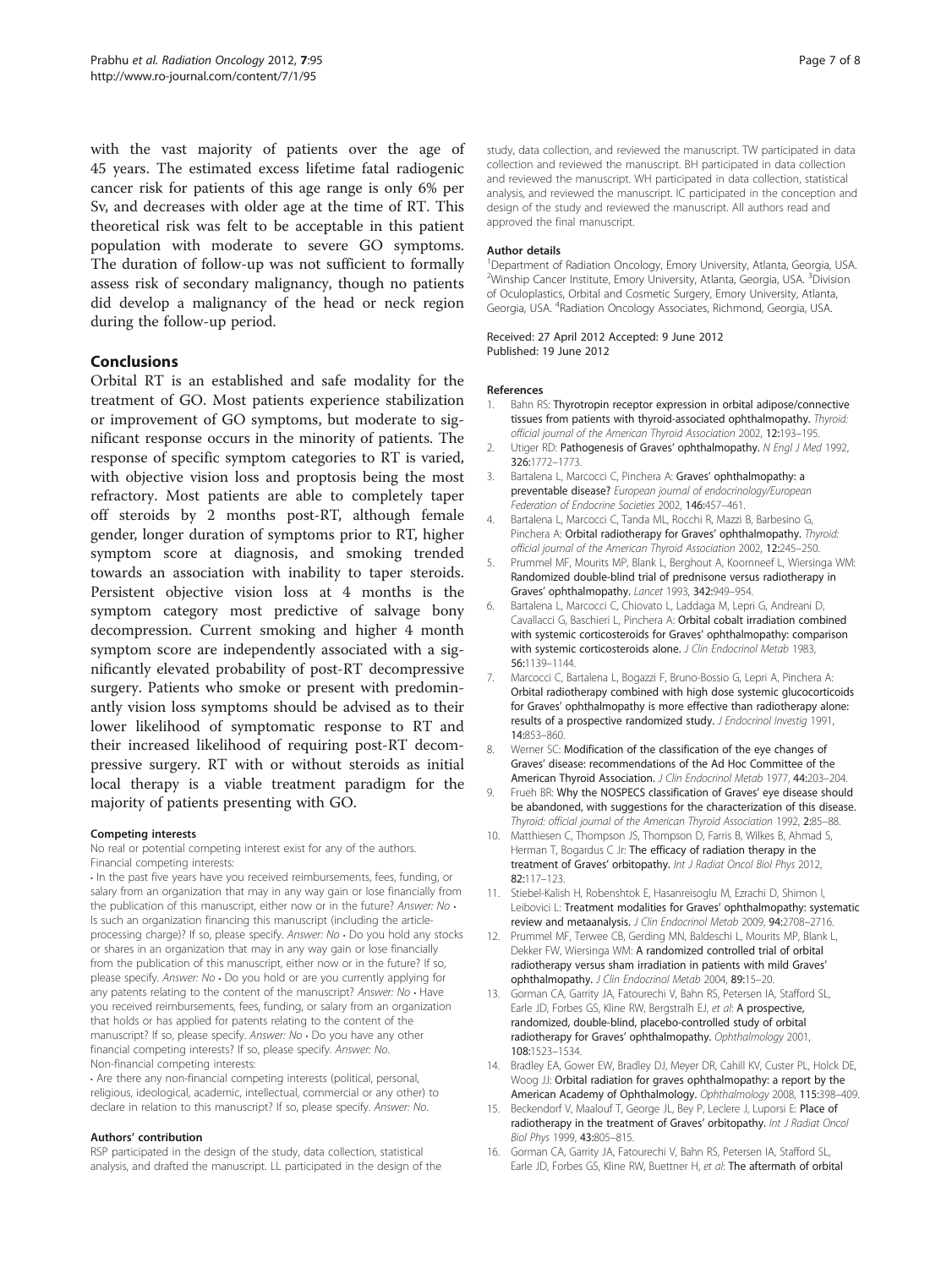with the vast majority of patients over the age of 45 years. The estimated excess lifetime fatal radiogenic cancer risk for patients of this age range is only 6% per Sv, and decreases with older age at the time of RT. This theoretical risk was felt to be acceptable in this patient population with moderate to severe GO symptoms. The duration of follow-up was not sufficient to formally assess risk of secondary malignancy, though no patients did develop a malignancy of the head or neck region during the follow-up period.

## Conclusions

Orbital RT is an established and safe modality for the treatment of GO. Most patients experience stabilization or improvement of GO symptoms, but moderate to significant response occurs in the minority of patients. The response of specific symptom categories to RT is varied, with objective vision loss and proptosis being the most refractory. Most patients are able to completely taper off steroids by 2 months post-RT, although female gender, longer duration of symptoms prior to RT, higher symptom score at diagnosis, and smoking trended towards an association with inability to taper steroids. Persistent objective vision loss at 4 months is the symptom category most predictive of salvage bony decompression. Current smoking and higher 4 month symptom score are independently associated with a significantly elevated probability of post-RT decompressive surgery. Patients who smoke or present with predominantly vision loss symptoms should be advised as to their lower likelihood of symptomatic response to RT and their increased likelihood of requiring post-RT decompressive surgery. RT with or without steroids as initial local therapy is a viable treatment paradigm for the majority of patients presenting with GO.

#### Competing interests

No real or potential competing interest exist for any of the authors.
Financial competing interests:
• In the past five years have you received reimbursements, fees, funding, or salary from an organization that may in any way gain or lose financially from the publication of this manuscript, either now or in the future? *Answer: No* • Is such an organization financing this manuscript (including the article-processing charge)? If so, please specify. *Answer: No* • Do you hold any stocks or shares in an organization that may in any way gain or lose financially from the publication of this manuscript, either now or in the future? If so, please specify. *Answer: No* • Do you hold or are you currently applying for any patents relating to the content of the manuscript? *Answer: No* • Have you received reimbursements, fees, funding, or salary from an organization that holds or has applied for patents relating to the content of the manuscript? If so, please specify. *Answer: No* • Do you have any other financial competing interests? If so, please specify. *Answer: No.*
Non-financial competing interests:
• Are there any non-financial competing interests (political, personal, religious, ideological, academic, intellectual, commercial or any other) to declare in relation to this manuscript? If so, please specify. *Answer: No.*

#### Authors' contribution

RSP participated in the design of the study, data collection, statistical analysis, and drafted the manuscript. LL participated in the design of the study, data collection, and reviewed the manuscript. TW participated in data collection and reviewed the manuscript. BH participated in data collection and reviewed the manuscript. WH participated in data collection, statistical analysis, and reviewed the manuscript. IC participated in the conception and design of the study and reviewed the manuscript. All authors read and approved the final manuscript.

#### Author details

[1]Department of Radiation Oncology, Emory University, Atlanta, Georgia, USA. [2]Winship Cancer Institute, Emory University, Atlanta, Georgia, USA. [3]Division of Oculoplastics, Orbital and Cosmetic Surgery, Emory University, Atlanta, Georgia, USA. [4]Radiation Oncology Associates, Richmond, Georgia, USA.

Received: 27 April 2012 Accepted: 9 June 2012
Published: 19 June 2012

#### References

1. Bahn RS: **Thyrotropin receptor expression in orbital adipose/connective tissues from patients with thyroid-associated ophthalmopathy.** *Thyroid: official journal of the American Thyroid Association* 2002, **12:**193–195.
2. Utiger RD: **Pathogenesis of Graves' ophthalmopathy.** *N Engl J Med* 1992, **326:**1772–1773.
3. Bartalena L, Marcocci C, Pinchera A: **Graves' ophthalmopathy: a preventable disease?** *European journal of endocrinology/European Federation of Endocrine Societies* 2002, **146:**457–461.
4. Bartalena L, Marcocci C, Tanda ML, Rocchi R, Mazzi B, Barbesino G, Pinchera A: **Orbital radiotherapy for Graves' ophthalmopathy.** *Thyroid: official journal of the American Thyroid Association* 2002, **12:**245–250.
5. Prummel MF, Mourits MP, Blank L, Berghout A, Koornneef L, Wiersinga WM: **Randomized double-blind trial of prednisone versus radiotherapy in Graves' ophthalmopathy.** *Lancet* 1993, **342:**949–954.
6. Bartalena L, Marcocci C, Chiovato L, Laddaga M, Lepri G, Andreani D, Cavallacci G, Baschieri L, Pinchera A: **Orbital cobalt irradiation combined with systemic corticosteroids for Graves' ophthalmopathy: comparison with systemic corticosteroids alone.** *J Clin Endocrinol Metab* 1983, **56:**1139–1144.
7. Marcocci C, Bartalena L, Bogazzi F, Bruno-Bossio G, Lepri A, Pinchera A: **Orbital radiotherapy combined with high dose systemic glucocorticoids for Graves' ophthalmopathy is more effective than radiotherapy alone: results of a prospective randomized study.** *J Endocrinol Investig* 1991, **14:**853–860.
8. Werner SC: **Modification of the classification of the eye changes of Graves' disease: recommendations of the Ad Hoc Committee of the American Thyroid Association.** *J Clin Endocrinol Metab* 1977, **44:**203–204.
9. Frueh BR: **Why the NOSPECS classification of Graves' eye disease should be abandoned, with suggestions for the characterization of this disease.** *Thyroid: official journal of the American Thyroid Association* 1992, **2:**85–88.
10. Matthiesen C, Thompson JS, Thompson D, Farris B, Wilkes B, Ahmad S, Herman T, Bogardus C Jr: **The efficacy of radiation therapy in the treatment of Graves' orbitopathy.** *Int J Radiat Oncol Biol Phys* 2012, **82:**117–123.
11. Stiebel-Kalish H, Robenshtok E, Hasanreisoglu M, Ezrachi D, Shimon I, Leibovici L: **Treatment modalities for Graves' ophthalmopathy: systematic review and metaanalysis.** *J Clin Endocrinol Metab* 2009, **94:**2708–2716.
12. Prummel MF, Terwee CB, Gerding MN, Baldeschi L, Mourits MP, Blank L, Dekker FW, Wiersinga WM: **A randomized controlled trial of orbital radiotherapy versus sham irradiation in patients with mild Graves' ophthalmopathy.** *J Clin Endocrinol Metab* 2004, **89:**15–20.
13. Gorman CA, Garrity JA, Fatourechi V, Bahn RS, Petersen IA, Stafford SL, Earle JD, Forbes GS, Kline RW, Bergstralh EJ, *et al*: **A prospective, randomized, double-blind, placebo-controlled study of orbital radiotherapy for Graves' ophthalmopathy.** *Ophthalmology* 2001, **108:**1523–1534.
14. Bradley EA, Gower EW, Bradley DJ, Meyer DR, Cahill KV, Custer PL, Holck DE, Woog JJ: **Orbital radiation for graves ophthalmopathy: a report by the American Academy of Ophthalmology.** *Ophthalmology* 2008, **115:**398–409.
15. Beckendorf V, Maalouf T, George JL, Bey P, Leclere J, Luporsi E: **Place of radiotherapy in the treatment of Graves' orbitopathy.** *Int J Radiat Oncol Biol Phys* 1999, **43:**805–815.
16. Gorman CA, Garrity JA, Fatourechi V, Bahn RS, Petersen IA, Stafford SL, Earle JD, Forbes GS, Kline RW, Buettner H, *et al*: **The aftermath of orbital**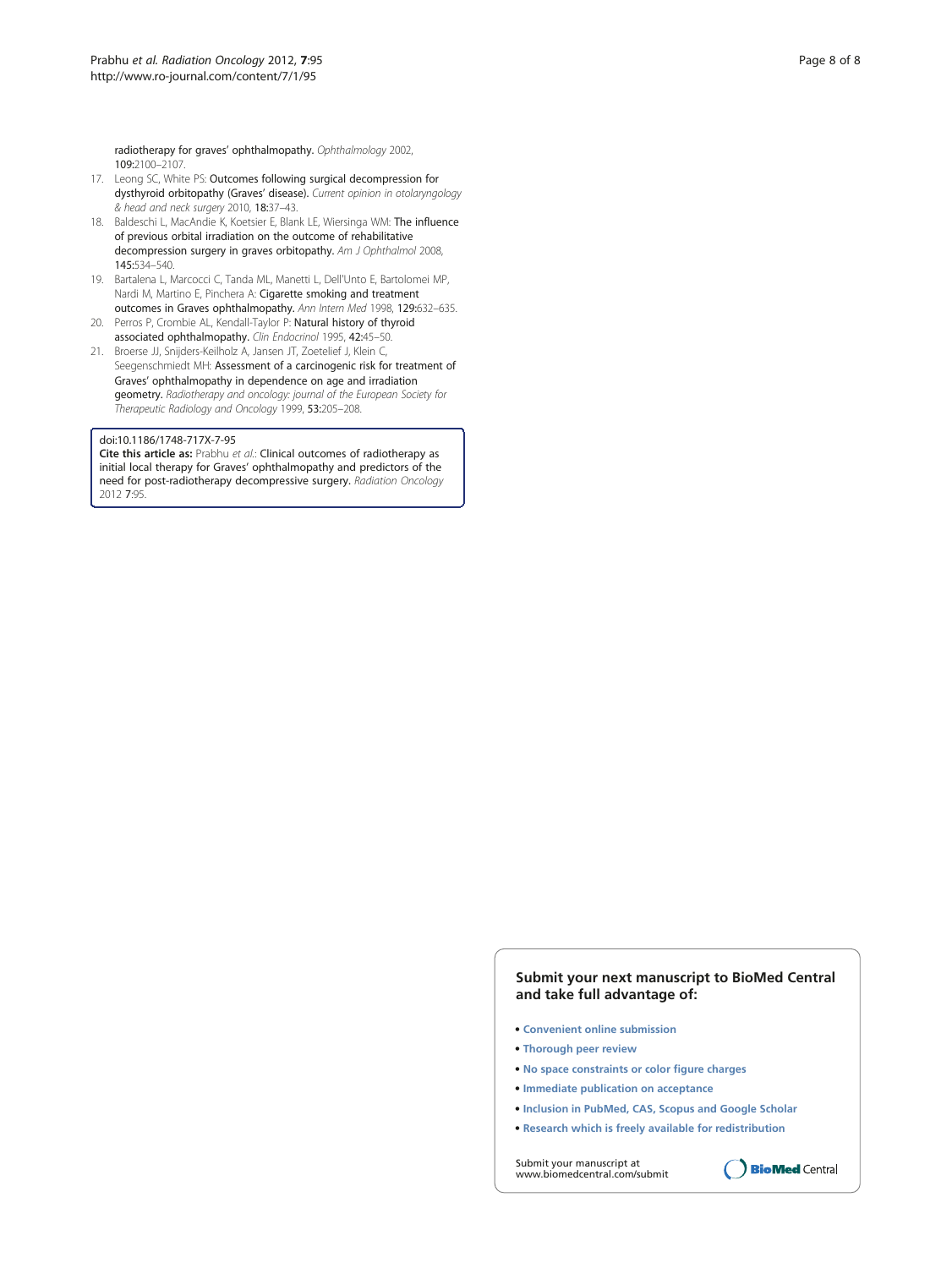radiotherapy for graves' ophthalmopathy. *Ophthalmology* 2002, **109**:2100–2107.

17. Leong SC, White PS: **Outcomes following surgical decompression for dysthyroid orbitopathy (Graves' disease).** *Current opinion in otolaryngology & head and neck surgery* 2010, **18**:37–43.
18. Baldeschi L, MacAndie K, Koetsier E, Blank LE, Wiersinga WM: **The influence of previous orbital irradiation on the outcome of rehabilitative decompression surgery in graves orbitopathy.** *Am J Ophthalmol* 2008, **145**:534–540.
19. Bartalena L, Marcocci C, Tanda ML, Manetti L, Dell'Unto E, Bartolomei MP, Nardi M, Martino E, Pinchera A: **Cigarette smoking and treatment outcomes in Graves ophthalmopathy.** *Ann Intern Med* 1998, **129**:632–635.
20. Perros P, Crombie AL, Kendall-Taylor P: **Natural history of thyroid associated ophthalmopathy.** *Clin Endocrinol* 1995, **42**:45–50.
21. Broerse JJ, Snijders-Keilholz A, Jansen JT, Zoetelief J, Klein C, Seegenschmiedt MH: **Assessment of a carcinogenic risk for treatment of Graves' ophthalmopathy in dependence on age and irradiation geometry.** *Radiotherapy and oncology: journal of the European Society for Therapeutic Radiology and Oncology* 1999, **53**:205–208.

doi:10.1186/1748-717X-7-95

**Cite this article as:** Prabhu *et al.*: Clinical outcomes of radiotherapy as initial local therapy for Graves' ophthalmopathy and predictors of the need for post-radiotherapy decompressive surgery. *Radiation Oncology* 2012 **7**:95.

**Submit your next manuscript to BioMed Central and take full advantage of:**

- Convenient online submission
- Thorough peer review
- No space constraints or color figure charges
- Immediate publication on acceptance
- Inclusion in PubMed, CAS, Scopus and Google Scholar
- Research which is freely available for redistribution

Submit your manuscript at
www.biomedcentral.com/submit

BioMed Central